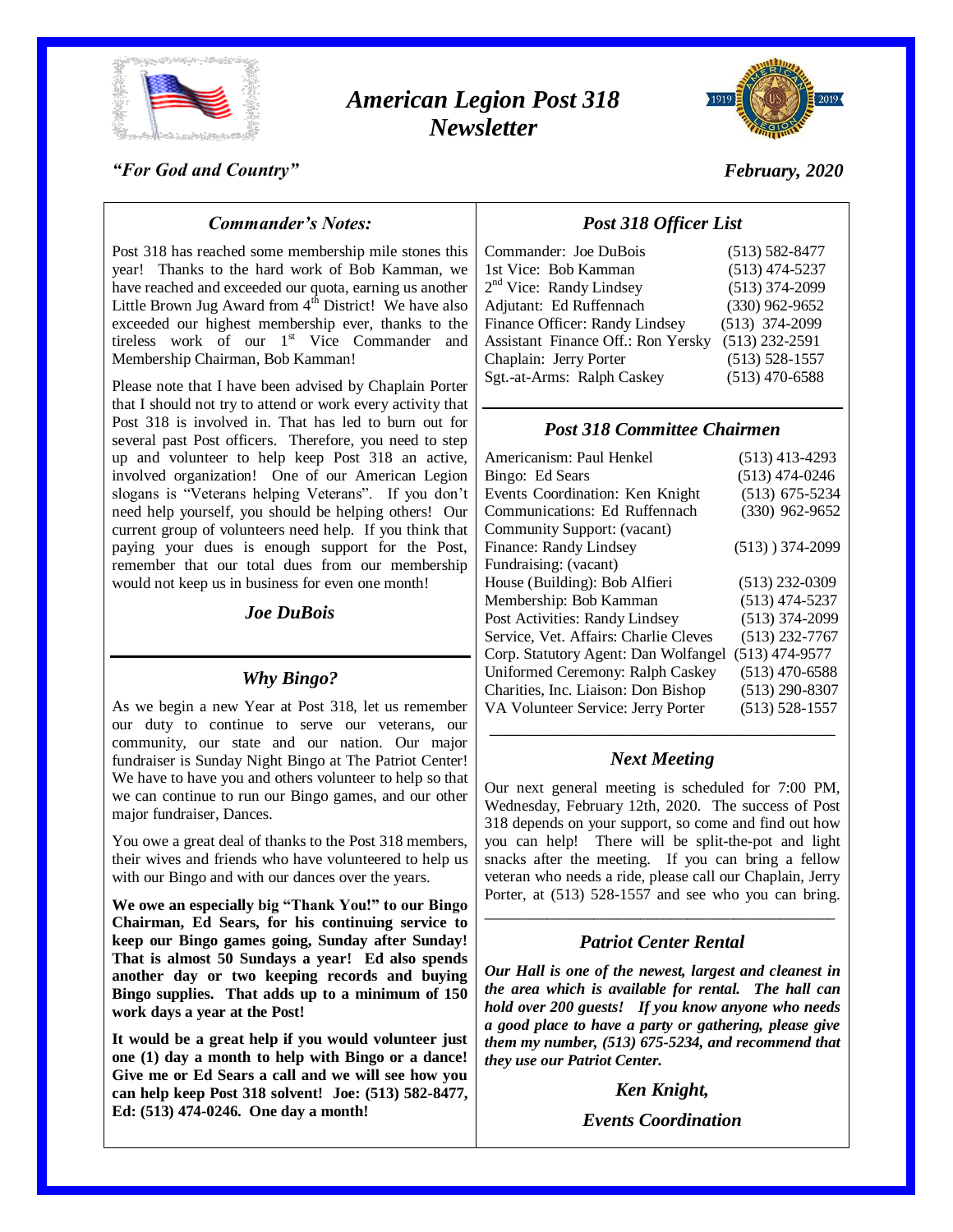# *American Legion Post 318 Newsletter*

*"For God and Country"*

*February, 2020*

## *Commander's Notes:*

Post 318 has reached some membership mile stones this year! Thanks to the hard work of Bob Kamman, we have reached and exceeded our quota, earning us another Little Brown Jug Award from 4th District! We have also exceeded our highest membership ever, thanks to the tireless work of our 1st Vice Commander and Membership Chairman, Bob Kamman!

Please note that I have been advised by Chaplain Porter that I should not try to attend or work every activity that Post 318 is involved in. That has led to burn out for several past Post officers. Therefore, you need to step up and volunteer to help keep Post 318 an active, involved organization! One of our American Legion slogans is "Veterans helping Veterans". If you don't need help yourself, you should be helping others! Our current group of volunteers need help. If you think that paying your dues is enough support for the Post, remember that our total dues from our membership would not keep us in business for even one month!

*Joe DuBois*

## *Why Bingo?*

As we begin a new Year at Post 318, let us remember our duty to continue to serve our veterans, our community, our state and our nation. Our major fundraiser is Sunday Night Bingo at The Patriot Center! We have to have you and others volunteer to help so that we can continue to run our Bingo games, and our other major fundraiser, Dances.

You owe a great deal of thanks to the Post 318 members, their wives and friends who have volunteered to help us with our Bingo and with our dances over the years.

**We owe an especially big "Thank You!" to our Bingo Chairman, Ed Sears, for his continuing service to keep our Bingo games going, Sunday after Sunday! That is almost 50 Sundays a year! Ed also spends another day or two keeping records and buying Bingo supplies. That adds up to a minimum of 150 work days a year at the Post!**

**It would be a great help if you would volunteer just one (1) day a month to help with Bingo or a dance! Give me or Ed Sears a call and we will see how you can help keep Post 318 solvent! Joe: (513) 582-8477, Ed: (513) 474-0246. One day a month!**

## *Post 318 Officer List*

| Position | Phone |
|---|---|
| Commander: Joe DuBois | (513) 582-8477 |
| 1st Vice: Bob Kamman | (513) 474-5237 |
| 2nd Vice: Randy Lindsey | (513) 374-2099 |
| Adjutant: Ed Ruffennach | (330) 962-9652 |
| Finance Officer: Randy Lindsey | (513) 374-2099 |
| Assistant Finance Off.: Ron Yersky | (513) 232-2591 |
| Chaplain: Jerry Porter | (513) 528-1557 |
| Sgt.-at-Arms: Ralph Caskey | (513) 470-6588 |

## *Post 318 Committee Chairmen*

| Committee | Phone |
|---|---|
| Americanism: Paul Henkel | (513) 413-4293 |
| Bingo: Ed Sears | (513) 474-0246 |
| Events Coordination: Ken Knight | (513) 675-5234 |
| Communications: Ed Ruffennach | (330) 962-9652 |
| Community Support: (vacant) | |
| Finance: Randy Lindsey | (513) ) 374-2099 |
| Fundraising: (vacant) | |
| House (Building): Bob Alfieri | (513) 232-0309 |
| Membership: Bob Kamman | (513) 474-5237 |
| Post Activities: Randy Lindsey | (513) 374-2099 |
| Service, Vet. Affairs: Charlie Cleves | (513) 232-7767 |
| Corp. Statutory Agent: Dan Wolfangel | (513) 474-9577 |
| Uniformed Ceremony: Ralph Caskey | (513) 470-6588 |
| Charities, Inc. Liaison: Don Bishop | (513) 290-8307 |
| VA Volunteer Service: Jerry Porter | (513) 528-1557 |

## *Next Meeting*

Our next general meeting is scheduled for 7:00 PM, Wednesday, February 12th, 2020. The success of Post 318 depends on your support, so come and find out how you can help! There will be split-the-pot and light snacks after the meeting. If you can bring a fellow veteran who needs a ride, please call our Chaplain, Jerry Porter, at (513) 528-1557 and see who you can bring.

## *Patriot Center Rental*

***Our Hall is one of the newest, largest and cleanest in the area which is available for rental. The hall can hold over 200 guests! If you know anyone who needs a good place to have a party or gathering, please give them my number, (513) 675-5234, and recommend that they use our Patriot Center.***

*Ken Knight,*

*Events Coordination*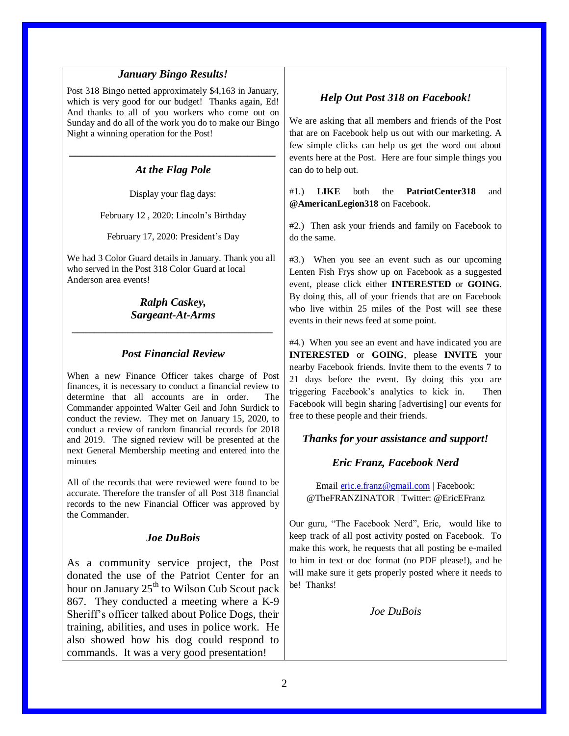## *January Bingo Results!*

Post 318 Bingo netted approximately $4,163 in January, which is very good for our budget! Thanks again, Ed! And thanks to all of you workers who come out on Sunday and do all of the work you do to make our Bingo Night a winning operation for the Post!

---

## *At the Flag Pole*

Display your flag days:

February 12 , 2020: Lincoln's Birthday

February 17, 2020: President's Day

We had 3 Color Guard details in January. Thank you all who served in the Post 318 Color Guard at local Anderson area events!

***Ralph Caskey,***
***Sargeant-At-Arms***

---

## *Post Financial Review*

When a new Finance Officer takes charge of Post finances, it is necessary to conduct a financial review to determine that all accounts are in order. The Commander appointed Walter Geil and John Surdick to conduct the review. They met on January 15, 2020, to conduct a review of random financial records for 2018 and 2019. The signed review will be presented at the next General Membership meeting and entered into the minutes

All of the records that were reviewed were found to be accurate. Therefore the transfer of all Post 318 financial records to the new Financial Officer was approved by the Commander.

***Joe DuBois***

As a community service project, the Post donated the use of the Patriot Center for an hour on January 25th to Wilson Cub Scout pack 867. They conducted a meeting where a K-9 Sheriff's officer talked about Police Dogs, their training, abilities, and uses in police work. He also showed how his dog could respond to commands. It was a very good presentation!

## *Help Out Post 318 on Facebook!*

We are asking that all members and friends of the Post that are on Facebook help us out with our marketing. A few simple clicks can help us get the word out about events here at the Post. Here are four simple things you can do to help out.

#1.) **LIKE** both the **PatriotCenter318** and **@AmericanLegion318** on Facebook.

#2.) Then ask your friends and family on Facebook to do the same.

#3.) When you see an event such as our upcoming Lenten Fish Frys show up on Facebook as a suggested event, please click either **INTERESTED** or **GOING**. By doing this, all of your friends that are on Facebook who live within 25 miles of the Post will see these events in their news feed at some point.

#4.) When you see an event and have indicated you are **INTERESTED** or **GOING**, please **INVITE** your nearby Facebook friends. Invite them to the events 7 to 21 days before the event. By doing this you are triggering Facebook's analytics to kick in. Then Facebook will begin sharing [advertising] our events for free to these people and their friends.

***Thanks for your assistance and support!***

***Eric Franz, Facebook Nerd***

Email eric.e.franz@gmail.com | Facebook: @TheFRANZINATOR | Twitter: @EricEFranz

Our guru, "The Facebook Nerd", Eric, would like to keep track of all post activity posted on Facebook. To make this work, he requests that all posting be e-mailed to him in text or doc format (no PDF please!), and he will make sure it gets properly posted where it needs to be! Thanks!

*Joe DuBois*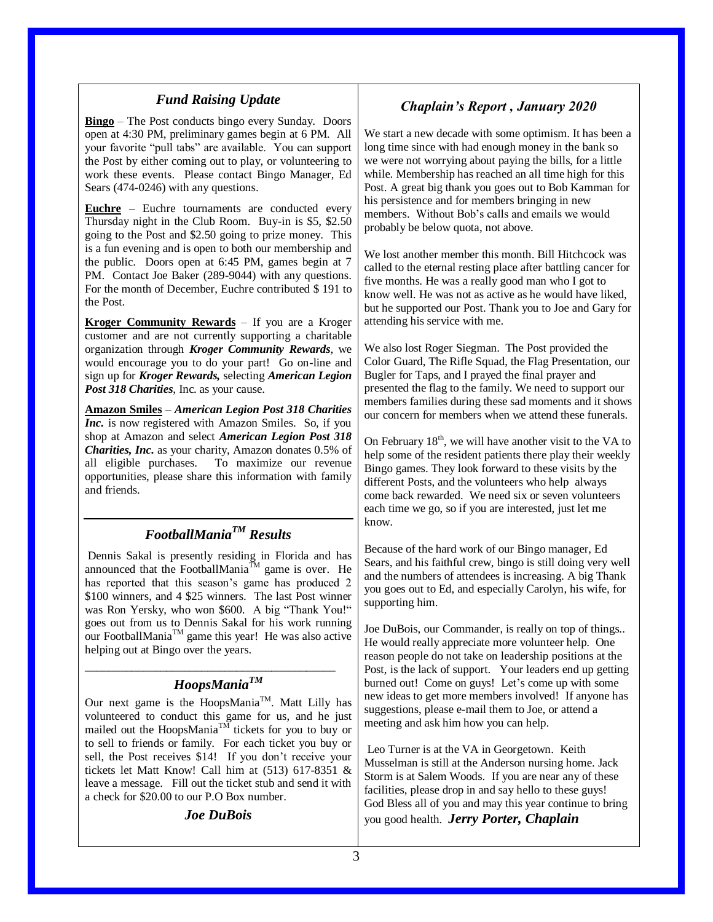## *Fund Raising Update*

**Bingo** – The Post conducts bingo every Sunday. Doors open at 4:30 PM, preliminary games begin at 6 PM. All your favorite "pull tabs" are available. You can support the Post by either coming out to play, or volunteering to work these events. Please contact Bingo Manager, Ed Sears (474-0246) with any questions.

**Euchre** – Euchre tournaments are conducted every Thursday night in the Club Room. Buy-in is $5, $2.50 going to the Post and $2.50 going to prize money. This is a fun evening and is open to both our membership and the public. Doors open at 6:45 PM, games begin at 7 PM. Contact Joe Baker (289-9044) with any questions. For the month of December, Euchre contributed $ 191 to the Post.

**Kroger Community Rewards** – If you are a Kroger customer and are not currently supporting a charitable organization through ***Kroger Community Rewards***, we would encourage you to do your part! Go on-line and sign up for ***Kroger Rewards,*** selecting ***American Legion Post 318 Charities***, Inc. as your cause.

**Amazon Smiles** – ***American Legion Post 318 Charities Inc.*** is now registered with Amazon Smiles. So, if you shop at Amazon and select ***American Legion Post 318 Charities, Inc.*** as your charity, Amazon donates 0.5% of all eligible purchases. To maximize our revenue opportunities, please share this information with family and friends.

## *FootballMania™ Results*

Dennis Sakal is presently residing in Florida and has announced that the FootballMania™ game is over. He has reported that this season's game has produced 2 $100 winners, and 4 $25 winners. The last Post winner was Ron Yersky, who won $600. A big "Thank You!" goes out from us to Dennis Sakal for his work running our FootballMania™ game this year! He was also active helping out at Bingo over the years.

## *HoopsMania™*

Our next game is the HoopsMania™. Matt Lilly has volunteered to conduct this game for us, and he just mailed out the HoopsMania™ tickets for you to buy or to sell to friends or family. For each ticket you buy or sell, the Post receives $14! If you don't receive your tickets let Matt Know! Call him at (513) 617-8351 & leave a message. Fill out the ticket stub and send it with a check for $20.00 to our P.O Box number.

***Joe DuBois***

## *Chaplain's Report , January 2020*

We start a new decade with some optimism. It has been a long time since with had enough money in the bank so we were not worrying about paying the bills, for a little while. Membership has reached an all time high for this Post. A great big thank you goes out to Bob Kamman for his persistence and for members bringing in new members. Without Bob's calls and emails we would probably be below quota, not above.

We lost another member this month. Bill Hitchcock was called to the eternal resting place after battling cancer for five months. He was a really good man who I got to know well. He was not as active as he would have liked, but he supported our Post. Thank you to Joe and Gary for attending his service with me.

We also lost Roger Siegman. The Post provided the Color Guard, The Rifle Squad, the Flag Presentation, our Bugler for Taps, and I prayed the final prayer and presented the flag to the family. We need to support our members families during these sad moments and it shows our concern for members when we attend these funerals.

On February 18th, we will have another visit to the VA to help some of the resident patients there play their weekly Bingo games. They look forward to these visits by the different Posts, and the volunteers who help always come back rewarded. We need six or seven volunteers each time we go, so if you are interested, just let me know.

Because of the hard work of our Bingo manager, Ed Sears, and his faithful crew, bingo is still doing very well and the numbers of attendees is increasing. A big Thank you goes out to Ed, and especially Carolyn, his wife, for supporting him.

Joe DuBois, our Commander, is really on top of things.. He would really appreciate more volunteer help. One reason people do not take on leadership positions at the Post, is the lack of support. Your leaders end up getting burned out! Come on guys! Let's come up with some new ideas to get more members involved! If anyone has suggestions, please e-mail them to Joe, or attend a meeting and ask him how you can help.

Leo Turner is at the VA in Georgetown. Keith Musselman is still at the Anderson nursing home. Jack Storm is at Salem Woods. If you are near any of these facilities, please drop in and say hello to these guys! God Bless all of you and may this year continue to bring you good health. ***Jerry Porter, Chaplain***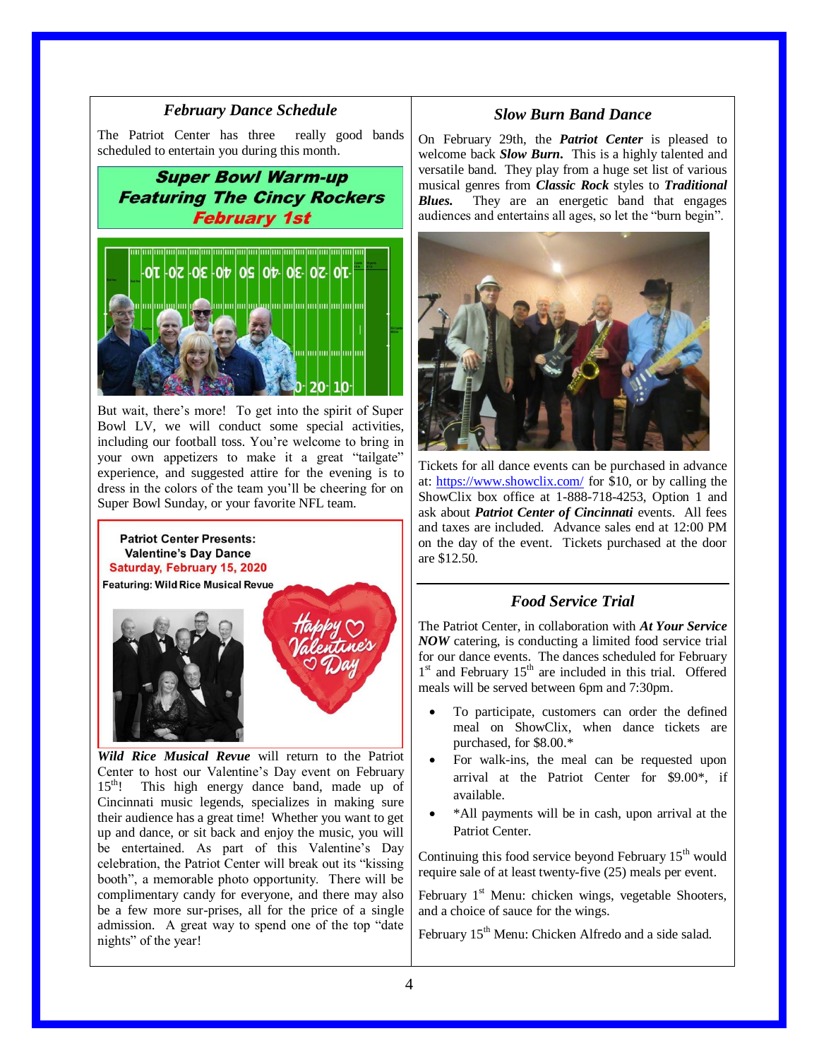## *February Dance Schedule*

The Patriot Center has three really good bands scheduled to entertain you during this month.

**Super Bowl Warm-up**
**Featuring The Cincy Rockers**
**February 1st**

But wait, there's more! To get into the spirit of Super Bowl LV, we will conduct some special activities, including our football toss. You're welcome to bring in your own appetizers to make it a great "tailgate" experience, and suggested attire for the evening is to dress in the colors of the team you'll be cheering for on Super Bowl Sunday, or your favorite NFL team.

**Patriot Center Presents:**
**Valentine's Day Dance**
**Saturday, February 15, 2020**
**Featuring: Wild Rice Musical Revue**

***Wild Rice Musical Revue*** will return to the Patriot Center to host our Valentine's Day event on February 15th! This high energy dance band, made up of Cincinnati music legends, specializes in making sure their audience has a great time! Whether you want to get up and dance, or sit back and enjoy the music, you will be entertained. As part of this Valentine's Day celebration, the Patriot Center will break out its "kissing booth", a memorable photo opportunity. There will be complimentary candy for everyone, and there may also be a few more sur-prises, all for the price of a single admission. A great way to spend one of the top "date nights" of the year!

## *Slow Burn Band Dance*

On February 29th, the ***Patriot Center*** is pleased to welcome back ***Slow Burn.*** This is a highly talented and versatile band. They play from a huge set list of various musical genres from ***Classic Rock*** styles to ***Traditional Blues.*** They are an energetic band that engages audiences and entertains all ages, so let the "burn begin".

Tickets for all dance events can be purchased in advance at: https://www.showclix.com/ for $10, or by calling the ShowClix box office at 1-888-718-4253, Option 1 and ask about ***Patriot Center of Cincinnati*** events. All fees and taxes are included. Advance sales end at 12:00 PM on the day of the event. Tickets purchased at the door are $12.50.

## *Food Service Trial*

The Patriot Center, in collaboration with ***At Your Service NOW*** catering, is conducting a limited food service trial for our dance events. The dances scheduled for February 1st and February 15th are included in this trial. Offered meals will be served between 6pm and 7:30pm.

- To participate, customers can order the defined meal on ShowClix, when dance tickets are purchased, for $8.00.*
- For walk-ins, the meal can be requested upon arrival at the Patriot Center for $9.00*, if available.
- *All payments will be in cash, upon arrival at the Patriot Center.

Continuing this food service beyond February 15th would require sale of at least twenty-five (25) meals per event.

February 1st Menu: chicken wings, vegetable Shooters, and a choice of sauce for the wings.

February 15th Menu: Chicken Alfredo and a side salad.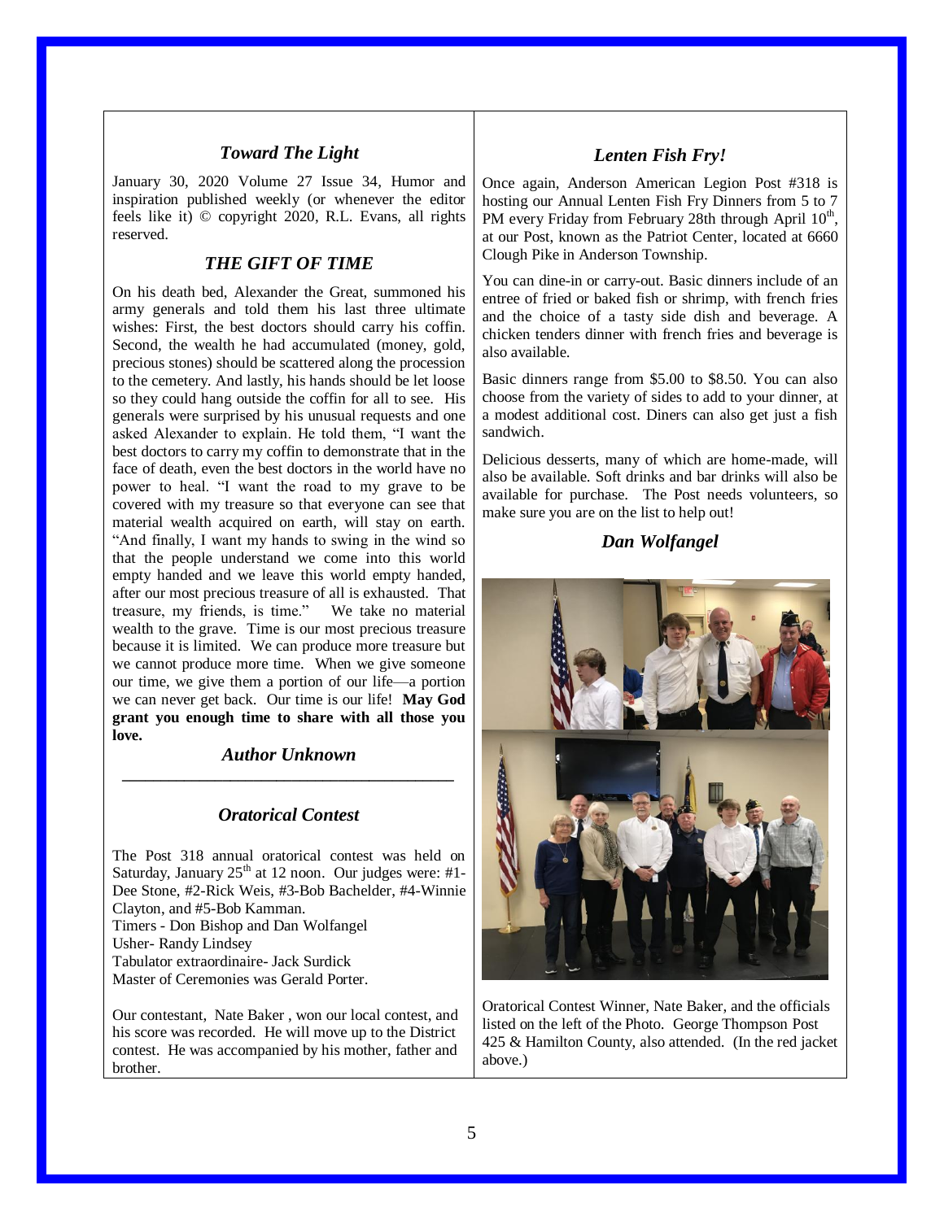## *Toward The Light*

January 30, 2020 Volume 27 Issue 34, Humor and inspiration published weekly (or whenever the editor feels like it) © copyright 2020, R.L. Evans, all rights reserved.

## *THE GIFT OF TIME*

On his death bed, Alexander the Great, summoned his army generals and told them his last three ultimate wishes: First, the best doctors should carry his coffin. Second, the wealth he had accumulated (money, gold, precious stones) should be scattered along the procession to the cemetery. And lastly, his hands should be let loose so they could hang outside the coffin for all to see. His generals were surprised by his unusual requests and one asked Alexander to explain. He told them, "I want the best doctors to carry my coffin to demonstrate that in the face of death, even the best doctors in the world have no power to heal. "I want the road to my grave to be covered with my treasure so that everyone can see that material wealth acquired on earth, will stay on earth. "And finally, I want my hands to swing in the wind so that the people understand we come into this world empty handed and we leave this world empty handed, after our most precious treasure of all is exhausted. That treasure, my friends, is time." We take no material wealth to the grave. Time is our most precious treasure because it is limited. We can produce more treasure but we cannot produce more time. When we give someone our time, we give them a portion of our life—a portion we can never get back. Our time is our life! **May God grant you enough time to share with all those you love.**

*Author Unknown*

---

## *Oratorical Contest*

The Post 318 annual oratorical contest was held on Saturday, January 25th at 12 noon. Our judges were: #1-Dee Stone, #2-Rick Weis, #3-Bob Bachelder, #4-Winnie Clayton, and #5-Bob Kamman.
Timers - Don Bishop and Dan Wolfangel
Usher- Randy Lindsey
Tabulator extraordinaire- Jack Surdick
Master of Ceremonies was Gerald Porter.

Our contestant, Nate Baker , won our local contest, and his score was recorded. He will move up to the District contest. He was accompanied by his mother, father and brother.

## *Lenten Fish Fry!*

Once again, Anderson American Legion Post #318 is hosting our Annual Lenten Fish Fry Dinners from 5 to 7 PM every Friday from February 28th through April 10th, at our Post, known as the Patriot Center, located at 6660 Clough Pike in Anderson Township.

You can dine-in or carry-out. Basic dinners include of an entree of fried or baked fish or shrimp, with french fries and the choice of a tasty side dish and beverage. A chicken tenders dinner with french fries and beverage is also available.

Basic dinners range from $5.00 to $8.50. You can also choose from the variety of sides to add to your dinner, at a modest additional cost. Diners can also get just a fish sandwich.

Delicious desserts, many of which are home-made, will also be available. Soft drinks and bar drinks will also be available for purchase. The Post needs volunteers, so make sure you are on the list to help out!

*Dan Wolfangel*

Oratorical Contest Winner, Nate Baker, and the officials listed on the left of the Photo. George Thompson Post 425 & Hamilton County, also attended. (In the red jacket above.)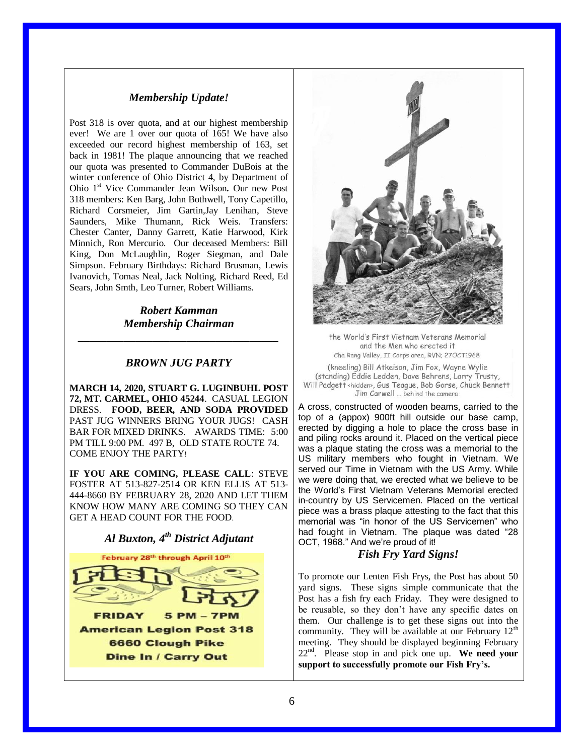## *Membership Update!*

Post 318 is over quota, and at our highest membership ever! We are 1 over our quota of 165! We have also exceeded our record highest membership of 163, set back in 1981! The plaque announcing that we reached our quota was presented to Commander DuBois at the winter conference of Ohio District 4, by Department of Ohio 1st Vice Commander Jean Wilson**.** Our new Post 318 members: Ken Barg, John Bothwell, Tony Capetillo, Richard Corsmeier, Jim Gartin,Jay Lenihan, Steve Saunders, Mike Thumann, Rick Weis. Transfers: Chester Canter, Danny Garrett, Katie Harwood, Kirk Minnich, Ron Mercurio. Our deceased Members: Bill King, Don McLaughlin, Roger Siegman, and Dale Simpson. February Birthdays: Richard Brusman, Lewis Ivanovich, Tomas Neal, Jack Nolting, Richard Reed, Ed Sears, John Smth, Leo Turner, Robert Williams.

***Robert Kamman***
***Membership Chairman***

---

## *BROWN JUG PARTY*

**MARCH 14, 2020, STUART G. LUGINBUHL POST 72, MT. CARMEL, OHIO 45244**. CASUAL LEGION DRESS. **FOOD, BEER, AND SODA PROVIDED** PAST JUG WINNERS BRING YOUR JUGS! CASH BAR FOR MIXED DRINKS. AWARDS TIME: 5:00 PM TILL 9:00 PM. 497 B, OLD STATE ROUTE 74. COME ENJOY THE PARTY!

**IF YOU ARE COMING, PLEASE CALL**: STEVE FOSTER AT 513-827-2514 OR KEN ELLIS AT 513-444-8660 BY FEBRUARY 28, 2020 AND LET THEM KNOW HOW MANY ARE COMING SO THEY CAN GET A HEAD COUNT FOR THE FOOD.

***Al Buxton, 4th District Adjutant***

February 28th through April 10th

Fish Fry

FRIDAY 5 PM – 7PM

American Legion Post 318

6660 Clough Pike

Dine In / Carry Out

the World's First Vietnam Veterans Memorial and the Men who erected it
Cha Rang Valley, II Corps area, RVN; 27OCT1968
(kneeling) Bill Atkeison, Jim Fox, Wayne Wylie
(standing) Eddie Ledden, Dave Behrens, Larry Trusty, Will Padgett <hidden>, Gus Teague, Bob Gorse, Chuck Bennett
Jim Carwell ... behind the camera

A cross, constructed of wooden beams, carried to the top of a (appox) 900ft hill outside our base camp, erected by digging a hole to place the cross base in and piling rocks around it. Placed on the vertical piece was a plaque stating the cross was a memorial to the US military members who fought in Vietnam. We served our Time in Vietnam with the US Army. While we were doing that, we erected what we believe to be the World's First Vietnam Veterans Memorial erected in-country by US Servicemen. Placed on the vertical piece was a brass plaque attesting to the fact that this memorial was "in honor of the US Servicemen" who had fought in Vietnam. The plaque was dated "28 OCT, 1968." And we're proud of it!

## *Fish Fry Yard Signs!*

To promote our Lenten Fish Frys, the Post has about 50 yard signs. These signs simple communicate that the Post has a fish fry each Friday. They were designed to be reusable, so they don't have any specific dates on them. Our challenge is to get these signs out into the community. They will be available at our February 12th meeting. They should be displayed beginning February 22nd. Please stop in and pick one up. **We need your support to successfully promote our Fish Fry's.**